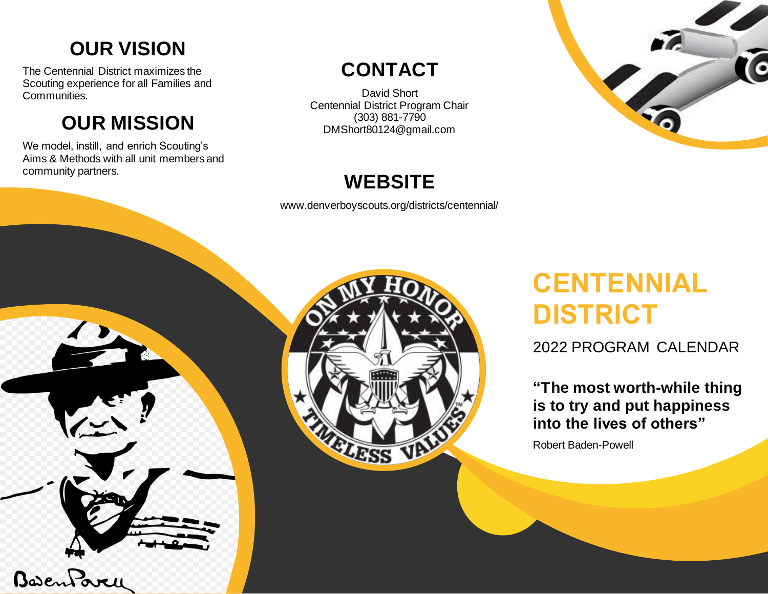## OUR VISION

The Centennial District maximizes the Scouting experience for all Families and Communities.

## OUR MISSION

We model, instill, and enrich Scouting's Aims & Methods with all unit members and community partners.

## CONTACT

David Short
Centennial District Program Chair
(303) 881-7790
DMShort80124@gmail.com

## WEBSITE

www.denverboyscouts.org/districts/centennial/

# CENTENNIAL DISTRICT

2022 PROGRAM CALENDAR

**"The most worth-while thing is to try and put happiness into the lives of others"**

Robert Baden-Powell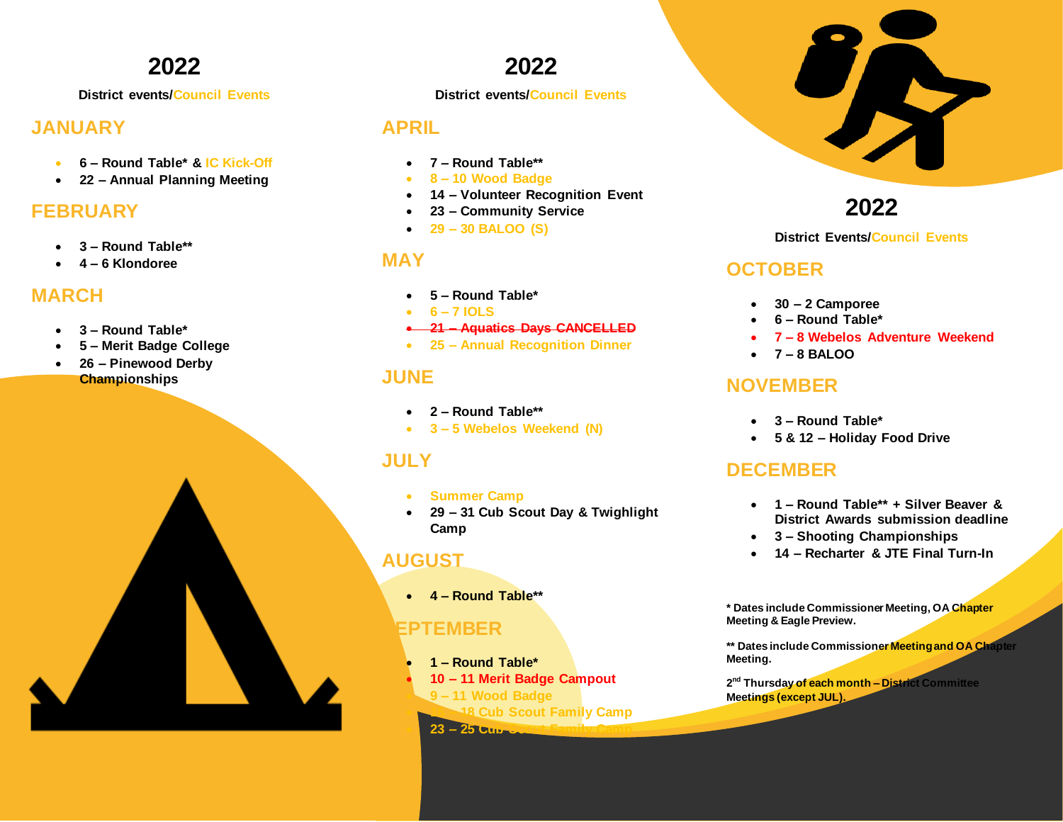# 2022

District events/Council Events

## JANUARY

- 6 – Round Table* & IC Kick-Off
- 22 – Annual Planning Meeting

## FEBRUARY

- 3 – Round Table**
- 4 – 6 Klondoree

## MARCH

- 3 – Round Table*
- 5 – Merit Badge College
- 26 – Pinewood Derby Championships

# 2022

District events/Council Events

## APRIL

- 7 – Round Table**
- 8 – 10 Wood Badge
- 14 – Volunteer Recognition Event
- 23 – Community Service
- 29 – 30 BALOO (S)

## MAY

- 5 – Round Table*
- 6 – 7 IOLS
- ~~21 – Aquatics Days CANCELLED~~
- 25 – Annual Recognition Dinner

## JUNE

- 2 – Round Table**
- 3 – 5 Webelos Weekend (N)

## JULY

- Summer Camp
- 29 – 31 Cub Scout Day & Twighlight Camp

## AUGUST

- 4 – Round Table**

## SEPTEMBER

- 1 – Round Table*
- 10 – 11 Merit Badge Campout
- 9 – 11 Wood Badge
- ~~16 – 18 Cub Scout Family Camp~~
- 23 – 25 Cub Scout Family Camp

# 2022

District Events/Council Events

## OCTOBER

- 30 – 2 Camporee
- 6 – Round Table*
- 7 – 8 Webelos Adventure Weekend
- 7 – 8 BALOO

## NOVEMBER

- 3 – Round Table*
- 5 & 12 – Holiday Food Drive

## DECEMBER

- 1 – Round Table** + Silver Beaver & District Awards submission deadline
- 3 – Shooting Championships
- 14 – Recharter & JTE Final Turn-In

**\* Dates include Commissioner Meeting, OA Chapter Meeting & Eagle Preview.**

**\*\* Dates include Commissioner Meeting and OA Chapter Meeting.**

**2nd Thursday of each month – District Committee Meetings (except JUL).**